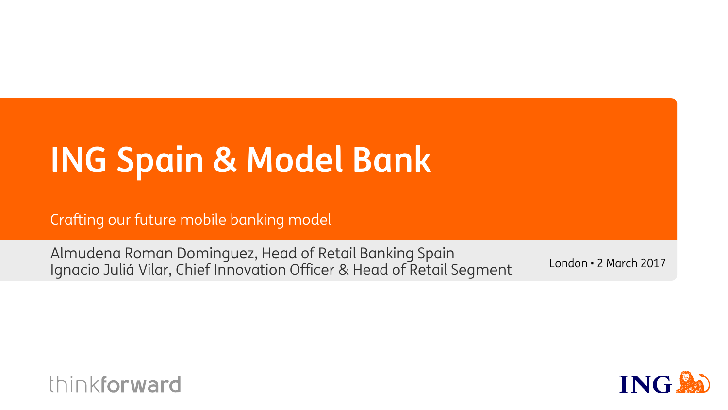# ING Spain & Model Bank

Crafting our future mobile banking model

Almudena Roman Dominguez, Head of Retail Banking Spain
Ignacio Juliá Vilar, Chief Innovation Officer & Head of Retail Segment

London ▪ 2 March 2017

thinkforward

ING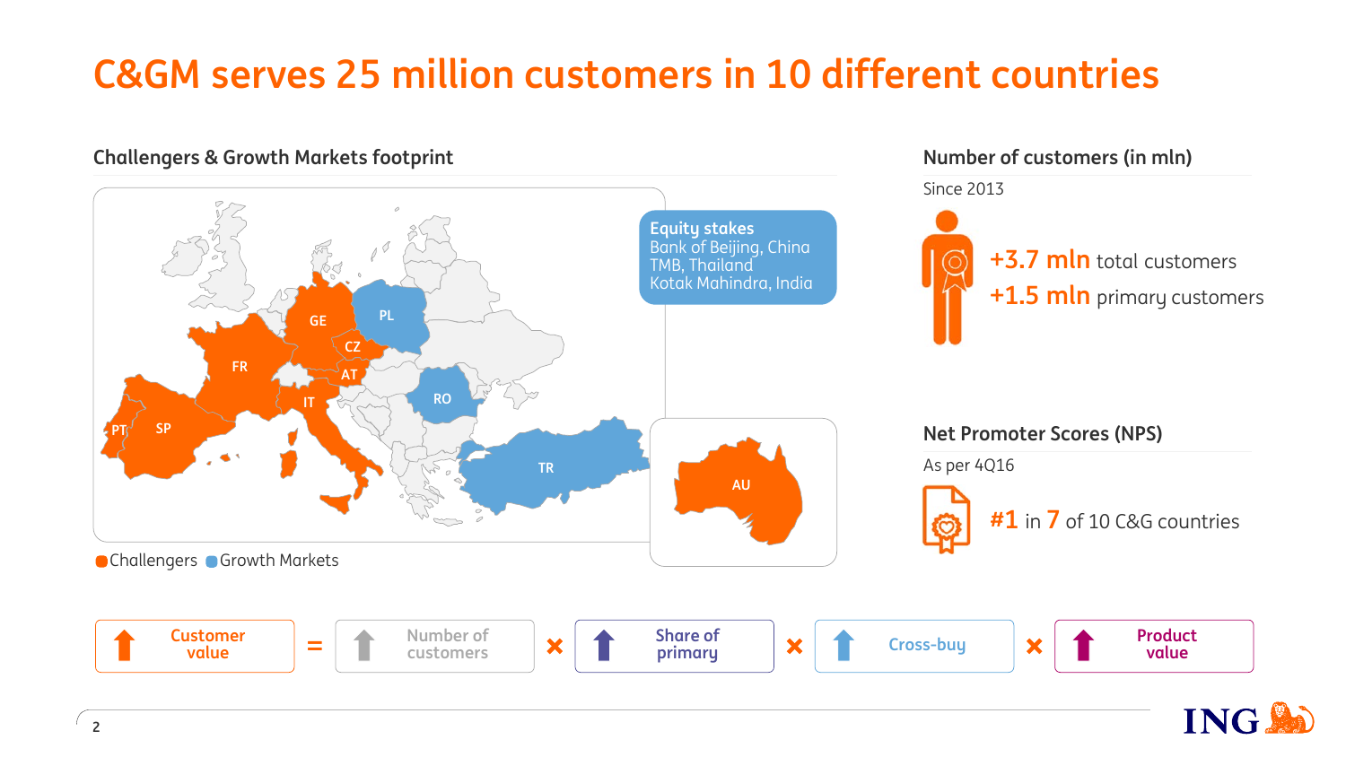# C&GM serves 25 million customers in 10 different countries

## Challengers & Growth Markets footprint

GE, PL, CZ, FR, AT, RO, IT, PT, SP, TR, AU

**Equity stakes**
Bank of Beijing, China
TMB, Thailand
Kotak Mahindra, India

Challengers  Growth Markets

## Number of customers (in mln)

Since 2013

**+3.7 mln** total customers
**+1.5 mln** primary customers

## Net Promoter Scores (NPS)

As per 4Q16

**#1** in **7** of 10 C&G countries

**Customer value** = Number of customers × **Share of primary** × **Cross-buy** × **Product value**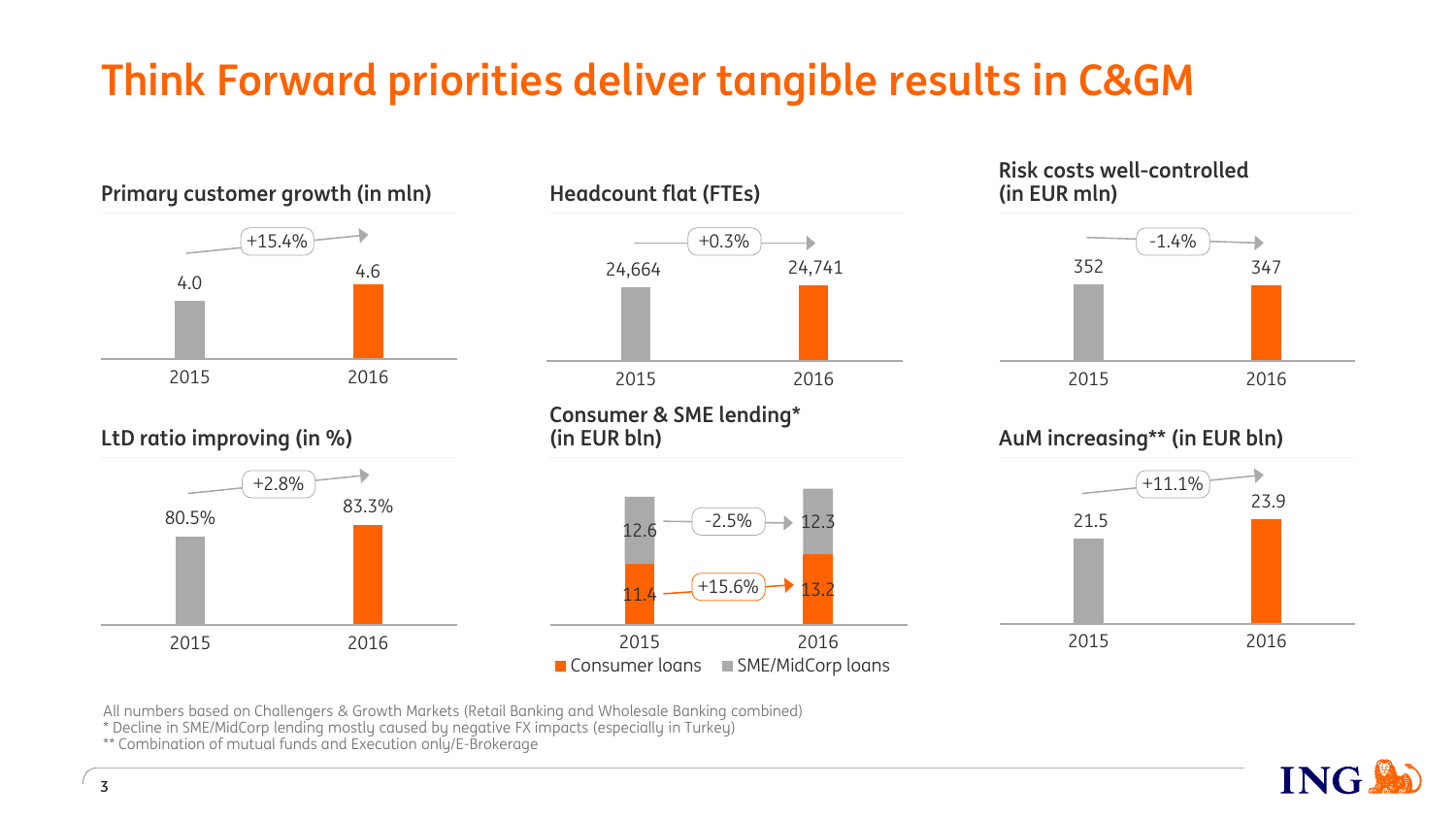# Think Forward priorities deliver tangible results in C&GM

### Primary customer growth (in mln)

| 2015 | 2016 | Change |
|---|---|---|
| 4.0 | 4.6 | +15.4% |

### Headcount flat (FTEs)

| 2015 | 2016 | Change |
|---|---|---|
| 24,664 | 24,741 | +0.3% |

### Risk costs well-controlled (in EUR mln)

| 2015 | 2016 | Change |
|---|---|---|
| 352 | 347 | -1.4% |

### LtD ratio improving (in %)

| 2015 | 2016 | Change |
|---|---|---|
| 80.5% | 83.3% | +2.8% |

### Consumer & SME lending* (in EUR bln)

| | 2015 | 2016 | Change |
|---|---|---|---|
| SME/MidCorp loans | 12.6 | 12.3 | -2.5% |
| Consumer loans | 11.4 | 13.2 | +15.6% |

### AuM increasing** (in EUR bln)

| 2015 | 2016 | Change |
|---|---|---|
| 21.5 | 23.9 | +11.1% |

All numbers based on Challengers & Growth Markets (Retail Banking and Wholesale Banking combined)
* Decline in SME/MidCorp lending mostly caused by negative FX impacts (especially in Turkey)
** Combination of mutual funds and Execution only/E-Brokerage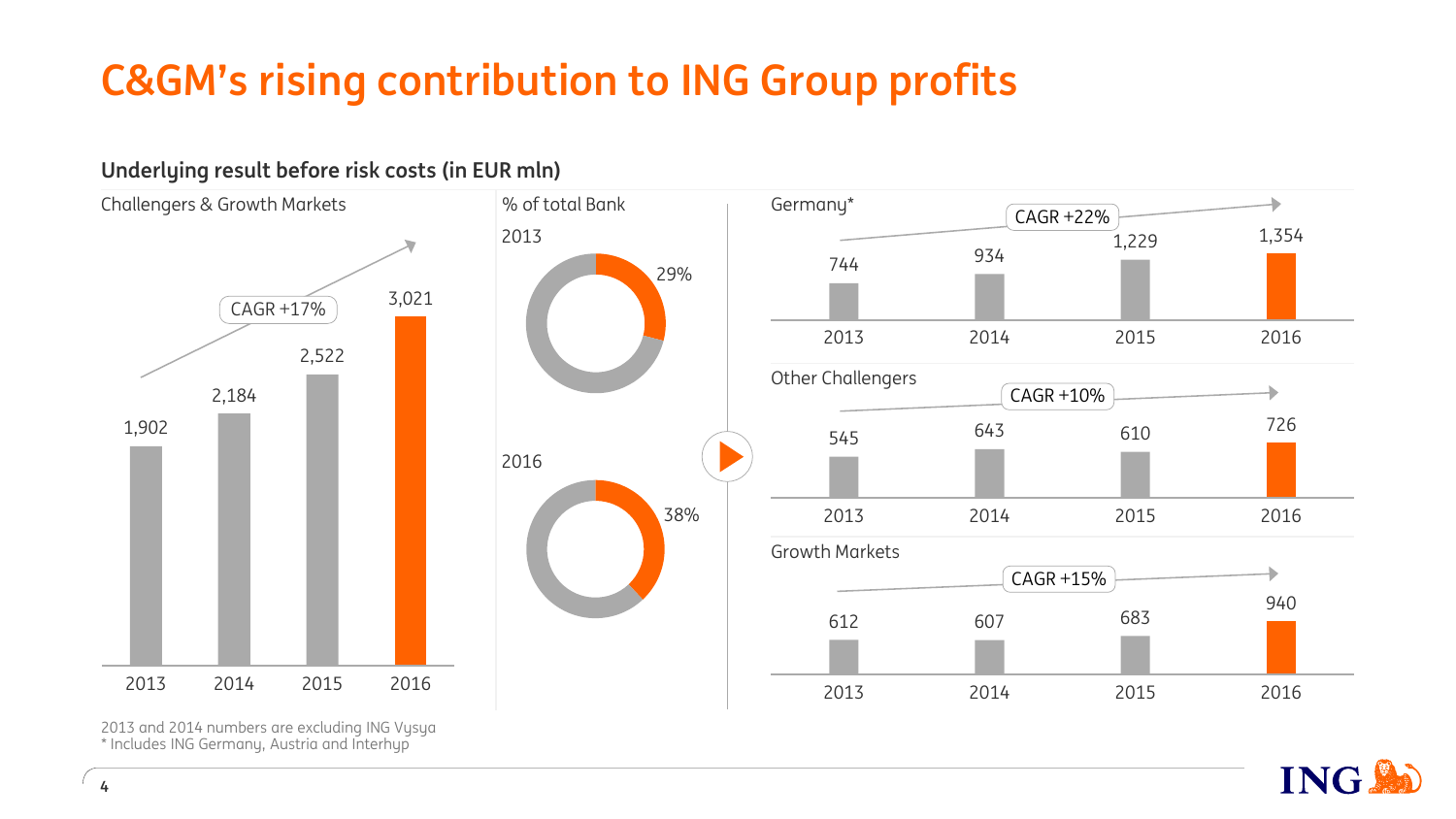# C&GM's rising contribution to ING Group profits

**Underlying result before risk costs (in EUR mln)**

**Challengers & Growth Markets** (CAGR +17%)

| 2013 | 2014 | 2015 | 2016 |
|---|---|---|---|
| 1,902 | 2,184 | 2,522 | 3,021 |

**% of total Bank**

| 2013 | 2016 |
|---|---|
| 29% | 38% |

**Germany*** (CAGR +22%)

| 2013 | 2014 | 2015 | 2016 |
|---|---|---|---|
| 744 | 934 | 1,229 | 1,354 |

**Other Challengers** (CAGR +10%)

| 2013 | 2014 | 2015 | 2016 |
|---|---|---|---|
| 545 | 643 | 610 | 726 |

**Growth Markets** (CAGR +15%)

| 2013 | 2014 | 2015 | 2016 |
|---|---|---|---|
| 612 | 607 | 683 | 940 |

2013 and 2014 numbers are excluding ING Vysya
* Includes ING Germany, Austria and Interhyp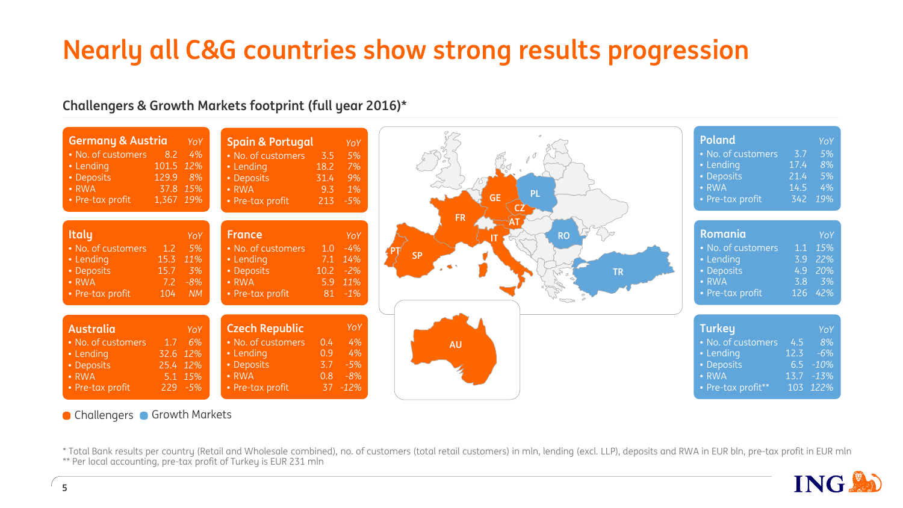# Nearly all C&G countries show strong results progression

## Challengers & Growth Markets footprint (full year 2016)*

### Germany & Austria

| | | YoY |
|---|---|---|
| No. of customers | 8.2 | 4% |
| Lending | 101.5 | 12% |
| Deposits | 129.9 | 8% |
| RWA | 37.8 | 15% |
| Pre-tax profit | 1,367 | 19% |

### Spain & Portugal

| | | YoY |
|---|---|---|
| No. of customers | 3.5 | 5% |
| Lending | 18.2 | 7% |
| Deposits | 31.4 | 9% |
| RWA | 9.3 | 1% |
| Pre-tax profit | 213 | -5% |

### Italy

| | | YoY |
|---|---|---|
| No. of customers | 1.2 | 5% |
| Lending | 15.3 | 11% |
| Deposits | 15.7 | 3% |
| RWA | 7.2 | -8% |
| Pre-tax profit | 104 | NM |

### France

| | | YoY |
|---|---|---|
| No. of customers | 1.0 | -4% |
| Lending | 7.1 | 14% |
| Deposits | 10.2 | -2% |
| RWA | 5.9 | 11% |
| Pre-tax profit | 81 | -1% |

### Australia

| | | YoY |
|---|---|---|
| No. of customers | 1.7 | 6% |
| Lending | 32.6 | 12% |
| Deposits | 25.4 | 12% |
| RWA | 5.1 | 15% |
| Pre-tax profit | 229 | -5% |

### Czech Republic

| | | YoY |
|---|---|---|
| No. of customers | 0.4 | 4% |
| Lending | 0.9 | 4% |
| Deposits | 3.7 | -5% |
| RWA | 0.8 | -8% |
| Pre-tax profit | 37 | -12% |

### Poland

| | | YoY |
|---|---|---|
| No. of customers | 3.7 | 5% |
| Lending | 17.4 | 8% |
| Deposits | 21.4 | 5% |
| RWA | 14.5 | 4% |
| Pre-tax profit | 342 | 19% |

### Romania

| | | YoY |
|---|---|---|
| No. of customers | 1.1 | 15% |
| Lending | 3.9 | 22% |
| Deposits | 4.9 | 20% |
| RWA | 3.8 | 3% |
| Pre-tax profit | 126 | 42% |

### Turkey

| | | YoY |
|---|---|---|
| No. of customers | 4.5 | 8% |
| Lending | 12.3 | -6% |
| Deposits | 6.5 | -10% |
| RWA | 13.7 | -13% |
| Pre-tax profit** | 103 | 122% |

Challengers (GE, AT, SP, PT, IT, FR, AU, CZ) | Growth Markets (PL, RO, TR)

\* Total Bank results per country (Retail and Wholesale combined), no. of customers (total retail customers) in mln, lending (excl. LLP), deposits and RWA in EUR bln, pre-tax profit in EUR mln
\*\* Per local accounting, pre-tax profit of Turkey is EUR 231 mln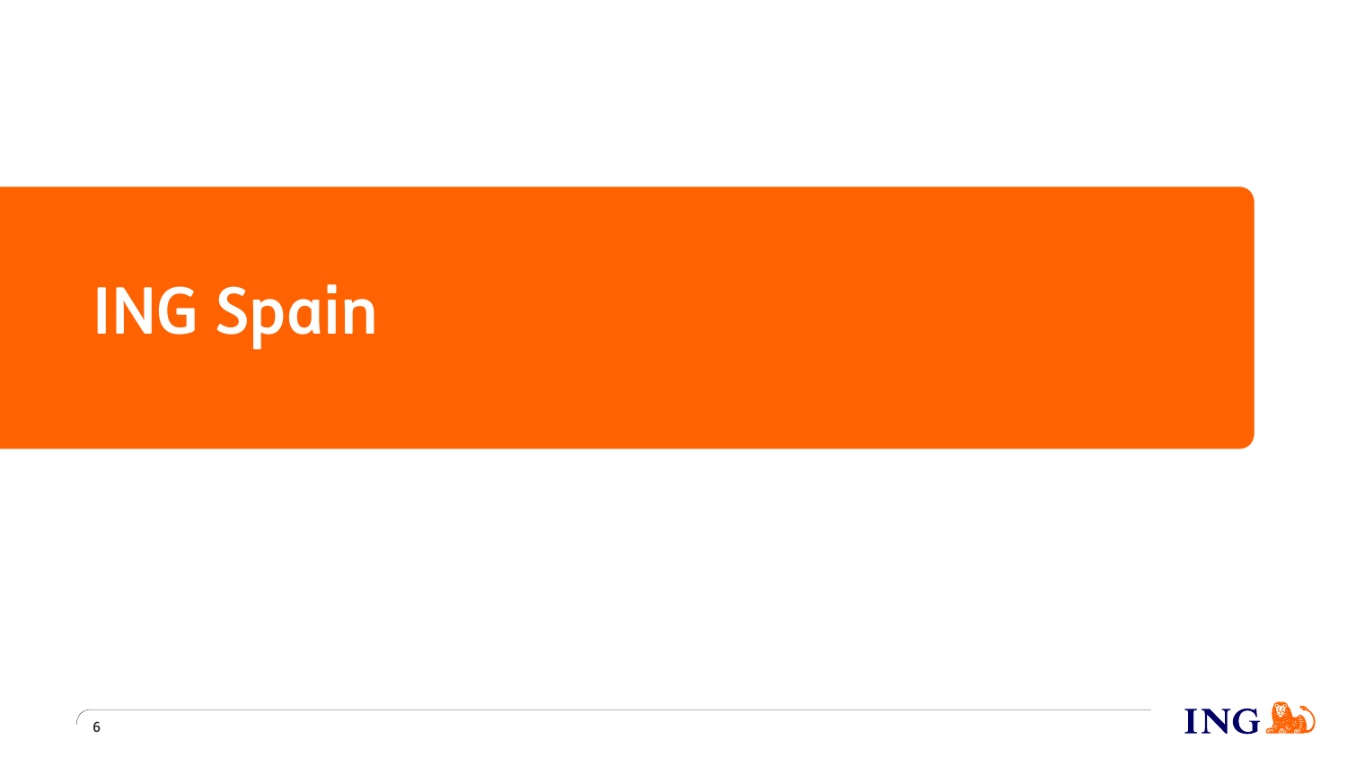# ING Spain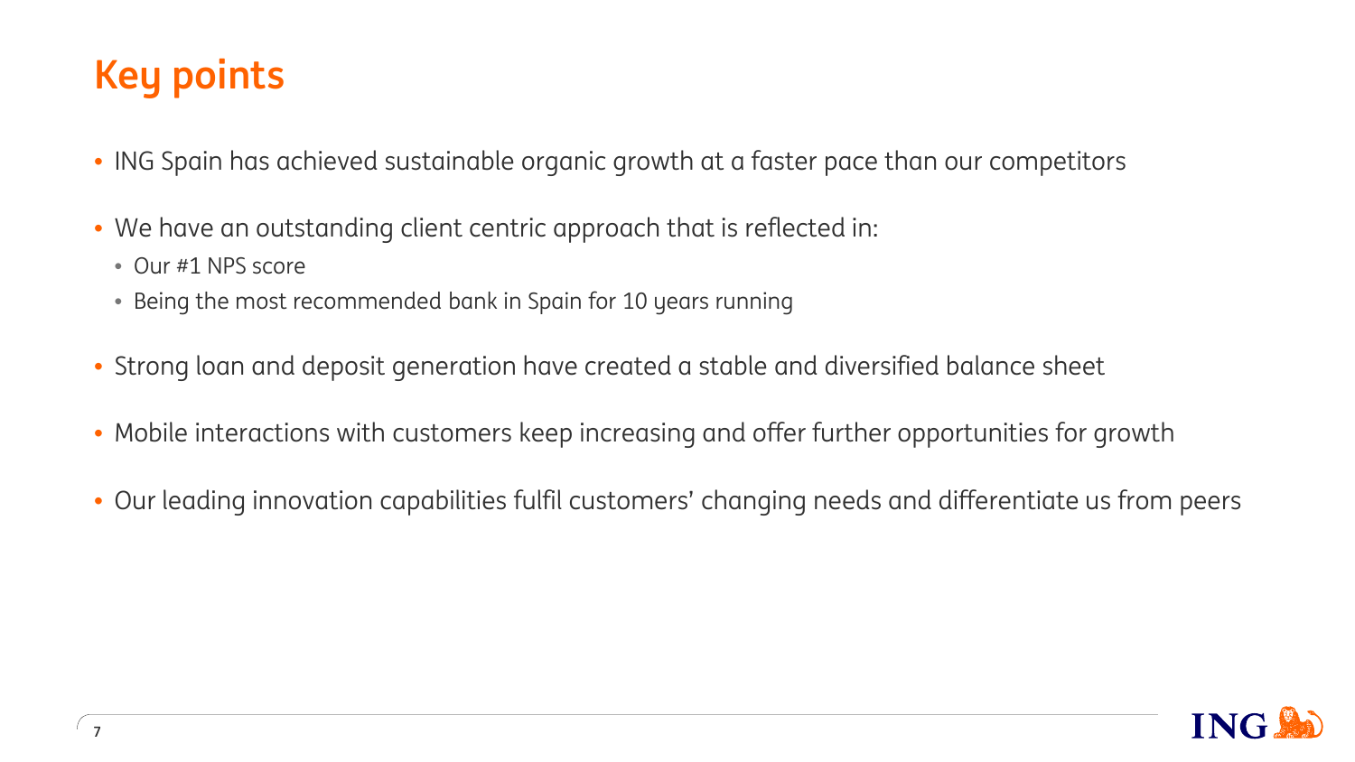# Key points

- ING Spain has achieved sustainable organic growth at a faster pace than our competitors
- We have an outstanding client centric approach that is reflected in:
  - Our #1 NPS score
  - Being the most recommended bank in Spain for 10 years running
- Strong loan and deposit generation have created a stable and diversified balance sheet
- Mobile interactions with customers keep increasing and offer further opportunities for growth
- Our leading innovation capabilities fulfil customers' changing needs and differentiate us from peers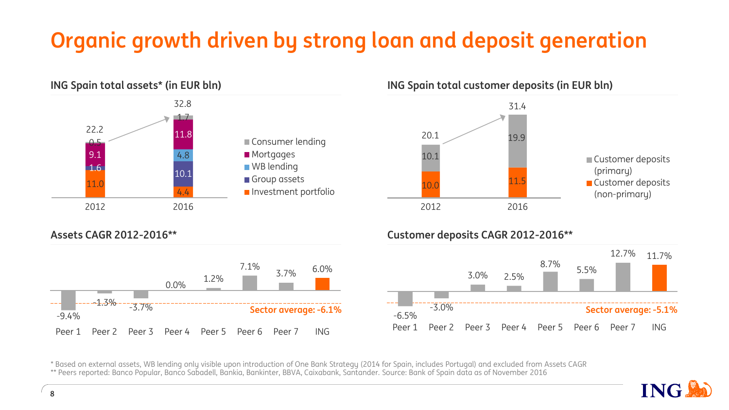# Organic growth driven by strong loan and deposit generation

### ING Spain total assets* (in EUR bln)

| | 2012 | 2016 |
|---|---|---|
| Consumer lending | 0.5 | 1.7 |
| Mortgages | 9.1 | 11.8 |
| WB lending | | 4.8 |
| Group assets | 1.6 | 10.1 |
| Investment portfolio | 11.0 | 4.4 |
| **Total** | **22.2** | **32.8** |

### ING Spain total customer deposits (in EUR bln)

| | 2012 | 2016 |
|---|---|---|
| Customer deposits (primary) | 10.1 | 19.9 |
| Customer deposits (non-primary) | 10.0 | 11.5 |
| **Total** | **20.1** | **31.4** |

### Assets CAGR 2012-2016**

| Peer 1 | Peer 2 | Peer 3 | Peer 4 | Peer 5 | Peer 6 | Peer 7 | ING |
|---|---|---|---|---|---|---|---|
| -9.4% | -1.3% | -3.7% | 0.0% | 1.2% | 7.1% | 3.7% | 6.0% |

Sector average: -6.1%

### Customer deposits CAGR 2012-2016**

| Peer 1 | Peer 2 | Peer 3 | Peer 4 | Peer 5 | Peer 6 | Peer 7 | ING |
|---|---|---|---|---|---|---|---|
| -6.5% | -3.0% | 3.0% | 2.5% | 8.7% | 5.5% | 12.7% | 11.7% |

Sector average: -5.1%

* Based on external assets, WB lending only visible upon introduction of One Bank Strategy (2014 for Spain, includes Portugal) and excluded from Assets CAGR
** Peers reported: Banco Popular, Banco Sabadell, Bankia, Bankinter, BBVA, Caixabank, Santander. Source: Bank of Spain data as of November 2016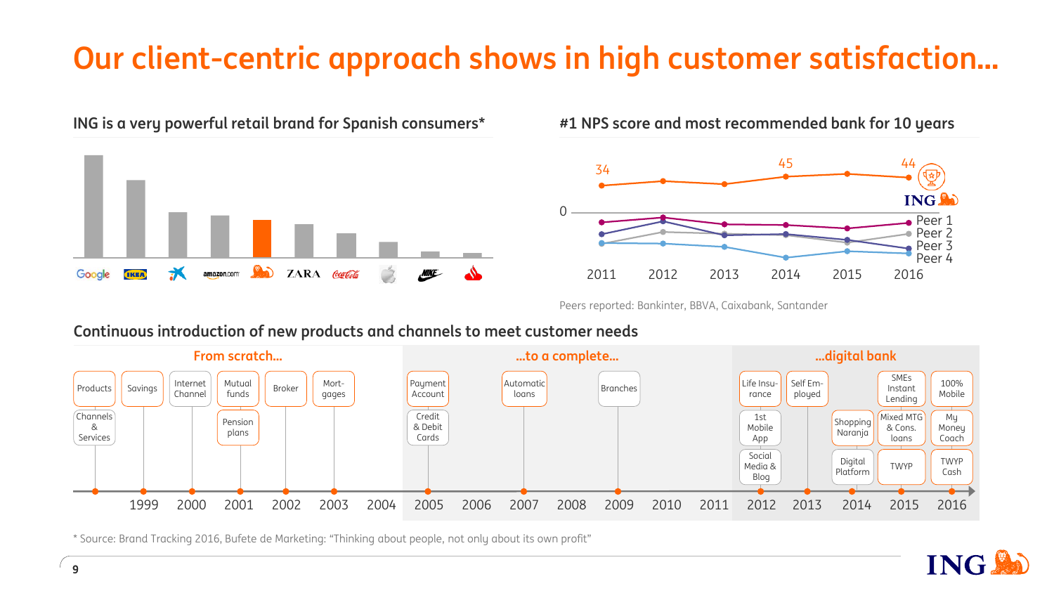# Our client-centric approach shows in high customer satisfaction...

## ING is a very powerful retail brand for Spanish consumers*

Google, IKEA, la Caixa, amazon.com, ING, ZARA, Coca-Cola, Apple, Nike, Santander

## #1 NPS score and most recommended bank for 10 years

ING: 34 (2011), 45 (2014), 44 (2016)

0

Peer 1, Peer 2, Peer 3, Peer 4

2011, 2012, 2013, 2014, 2015, 2016

Peers reported: Bankinter, BBVA, Caixabank, Santander

## Continuous introduction of new products and channels to meet customer needs

**From scratch...**

- Products / Channels & Services
- 1999: Savings
- 2000: Internet Channel
- 2001: Mutual funds, Pension plans
- 2002: Broker
- 2003: Mort-gages

**...to a complete...**

- 2005: Payment Account, Credit & Debit Cards
- 2007: Automatic loans
- 2009: Branches

**...digital bank**

- 2012: Life Insurance, 1st Mobile App, Social Media & Blog
- 2013: Self Employed
- 2014: Shopping Naranja, Digital Platform
- 2015: SMEs Instant Lending, Mixed MTG & Cons. loans, TWYP
- 2016: 100% Mobile, My Money Coach, TWYP Cash

\* Source: Brand Tracking 2016, Bufete de Marketing: "Thinking about people, not only about its own profit"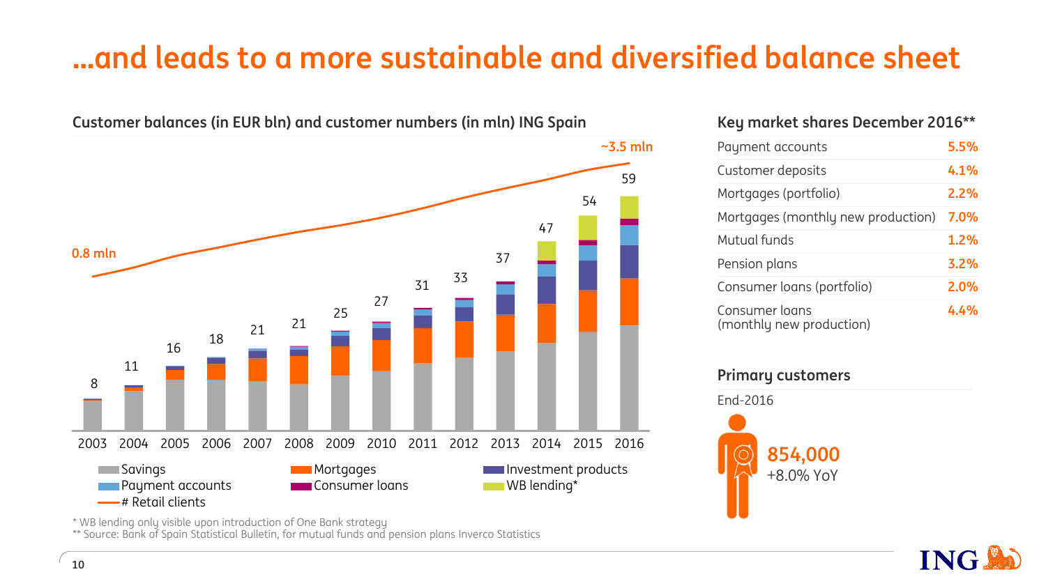# ...and leads to a more sustainable and diversified balance sheet

## Customer balances (in EUR bln) and customer numbers (in mln) ING Spain

| Year | 2003 | 2004 | 2005 | 2006 | 2007 | 2008 | 2009 | 2010 | 2011 | 2012 | 2013 | 2014 | 2015 | 2016 |
|---|---|---|---|---|---|---|---|---|---|---|---|---|---|---|
| Total customer balances (EUR bln) | 8 | 11 | 16 | 18 | 21 | 21 | 25 | 27 | 31 | 33 | 37 | 47 | 54 | 59 |

Retail clients: 0.8 mln (2003) to ~3.5 mln (2016)

Legend: Savings, Mortgages, Investment products, Payment accounts, Consumer loans, WB lending*, # Retail clients

\* WB lending only visible upon introduction of One Bank strategy

\*\* Source: Bank of Spain Statistical Bulletin, for mutual funds and pension plans Inverco Statistics

## Key market shares December 2016**

| | |
|---|---|
| Payment accounts | 5.5% |
| Customer deposits | 4.1% |
| Mortgages (portfolio) | 2.2% |
| Mortgages (monthly new production) | 7.0% |
| Mutual funds | 1.2% |
| Pension plans | 3.2% |
| Consumer loans (portfolio) | 2.0% |
| Consumer loans (monthly new production) | 4.4% |

## Primary customers

End-2016

**854,000**
+8.0% YoY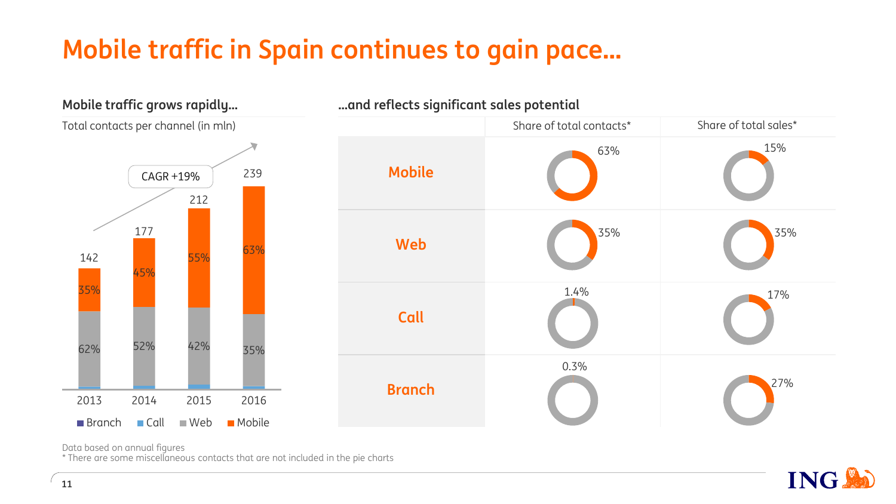# Mobile traffic in Spain continues to gain pace…

## Mobile traffic grows rapidly…

Total contacts per channel (in mln)

CAGR +19%

| | 2013 | 2014 | 2015 | 2016 |
|---|---|---|---|---|
| Total | 142 | 177 | 212 | 239 |
| Mobile | 35% | 45% | 55% | 63% |
| Web | 62% | 52% | 42% | 35% |

Branch · Call · Web · Mobile

## …and reflects significant sales potential

| | Share of total contacts* | Share of total sales* |
|---|---|---|
| Mobile | 63% | 15% |
| Web | 35% | 35% |
| Call | 1.4% | 17% |
| Branch | 0.3% | 27% |

Data based on annual figures

* There are some miscellaneous contacts that are not included in the pie charts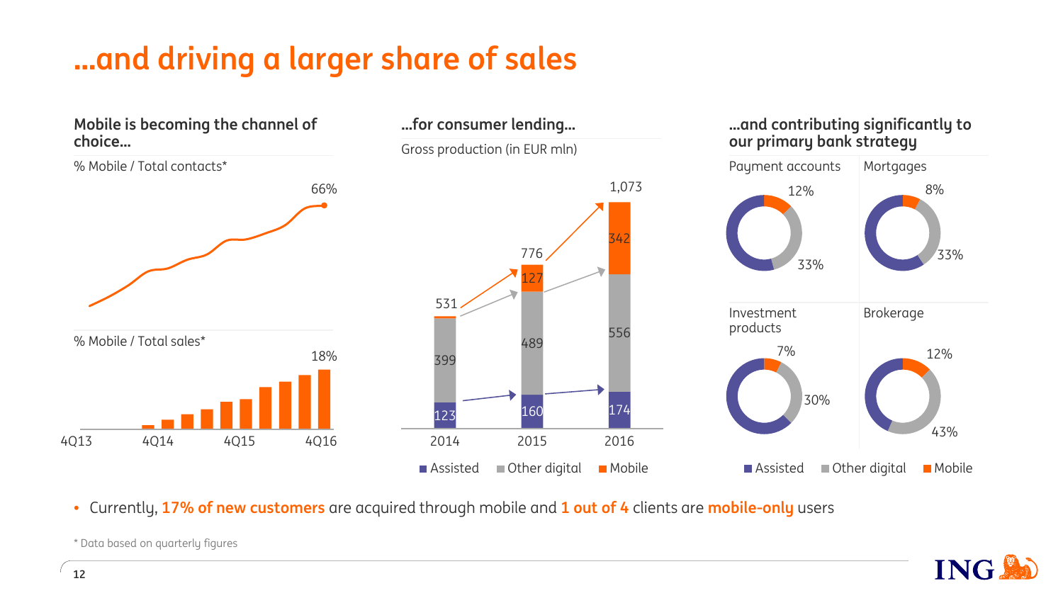# …and driving a larger share of sales

### Mobile is becoming the channel of choice…

% Mobile / Total contacts*

66%

% Mobile / Total sales*

18%

4Q13 4Q14 4Q15 4Q16

### …for consumer lending…

Gross production (in EUR mln)

| | 2014 | 2015 | 2016 |
|---|---|---|---|
| Assisted | 123 | 160 | 174 |
| Other digital | 399 | 489 | 556 |
| Mobile | | 127 | 342 |
| Total | 531 | 776 | 1,073 |

### …and contributing significantly to our primary bank strategy

| | Mobile | Other digital |
|---|---|---|
| Payment accounts | 12% | 33% |
| Mortgages | 8% | 33% |
| Investment products | 7% | 30% |
| Brokerage | 12% | 43% |

■ Assisted ■ Other digital ■ Mobile

- Currently, **17% of new customers** are acquired through mobile and **1 out of 4** clients are **mobile-only** users

\* Data based on quarterly figures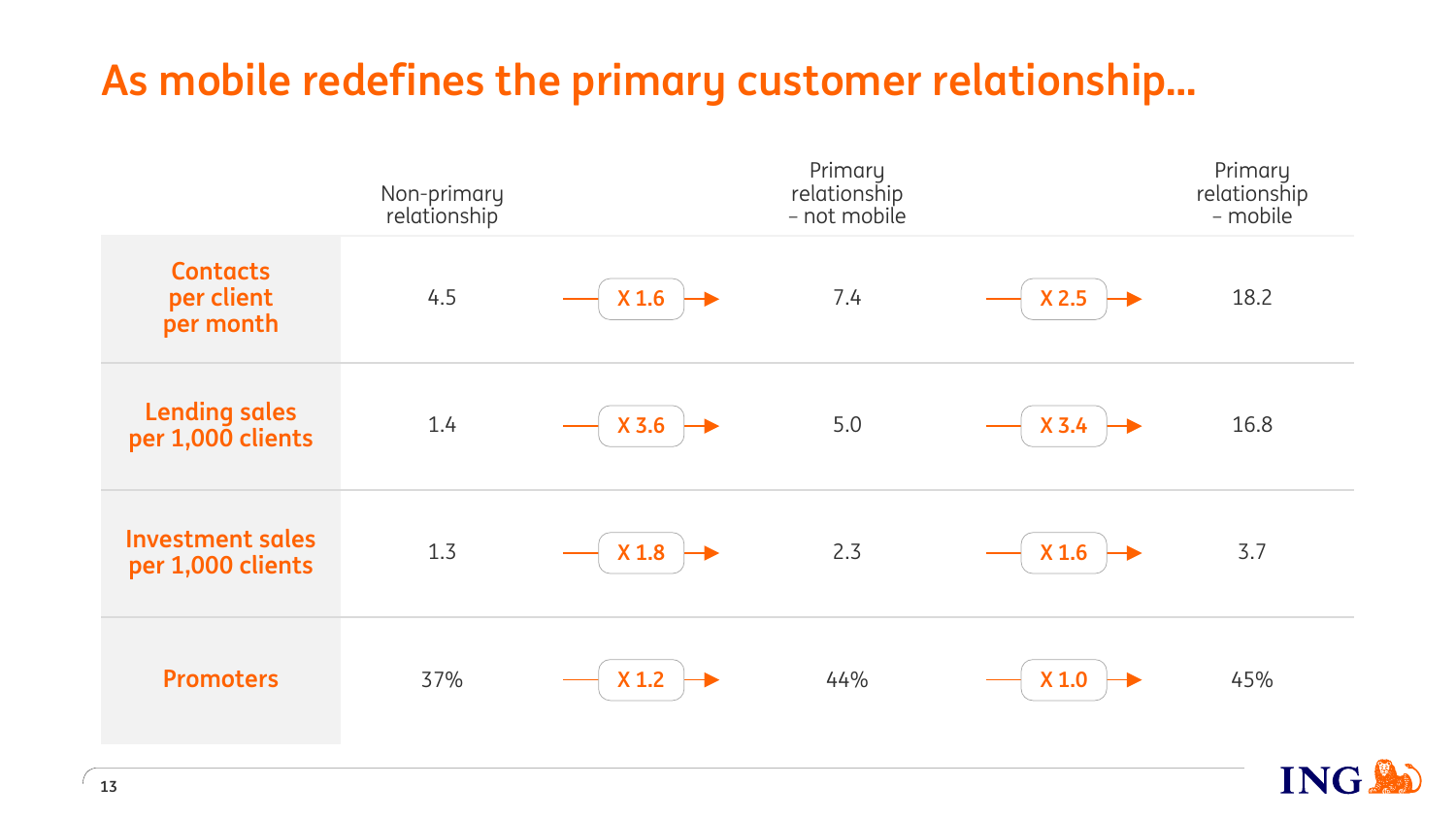# As mobile redefines the primary customer relationship…

| | Non-primary relationship | | Primary relationship – not mobile | | Primary relationship – mobile |
|---|---|---|---|---|---|
| **Contacts per client per month** | 4.5 | X 1.6 → | 7.4 | X 2.5 → | 18.2 |
| **Lending sales per 1,000 clients** | 1.4 | X 3.6 → | 5.0 | X 3.4 → | 16.8 |
| **Investment sales per 1,000 clients** | 1.3 | X 1.8 → | 2.3 | X 1.6 → | 3.7 |
| **Promoters** | 37% | X 1.2 → | 44% | X 1.0 → | 45% |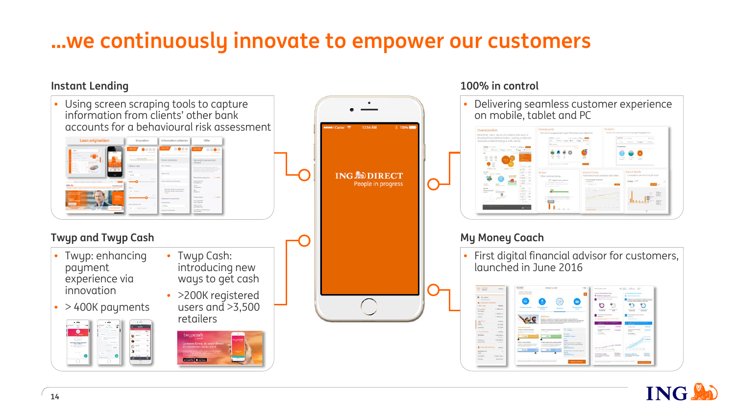# …we continuously innovate to empower our customers

## Instant Lending

- Using screen scraping tools to capture information from clients' other bank accounts for a behavioural risk assessment

## Twyp and Twyp Cash

- Twyp: enhancing payment experience via innovation
- > 400K payments

- Twyp Cash: introducing new ways to get cash
- >200K registered users and >3,500 retailers

## 100% in control

- Delivering seamless customer experience on mobile, tablet and PC

## My Money Coach

- First digital financial advisor for customers, launched in June 2016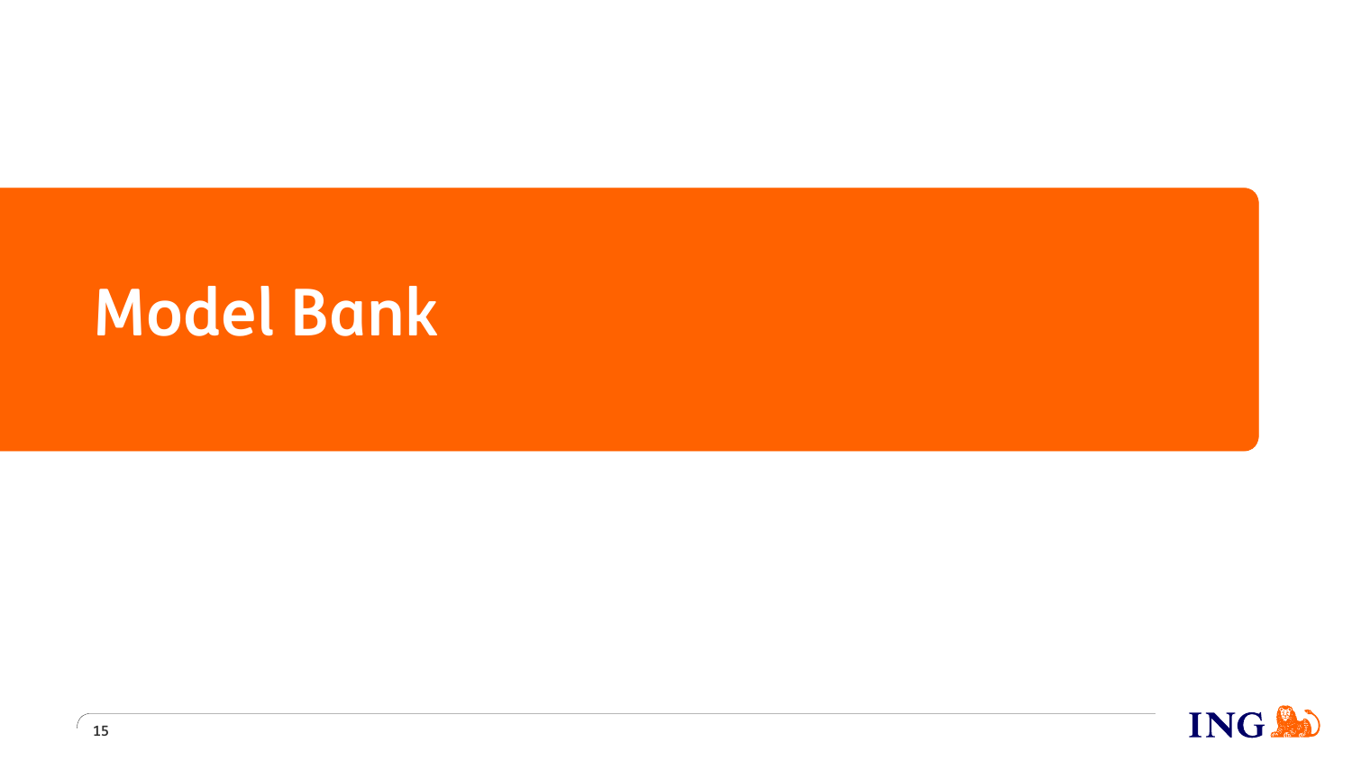# Model Bank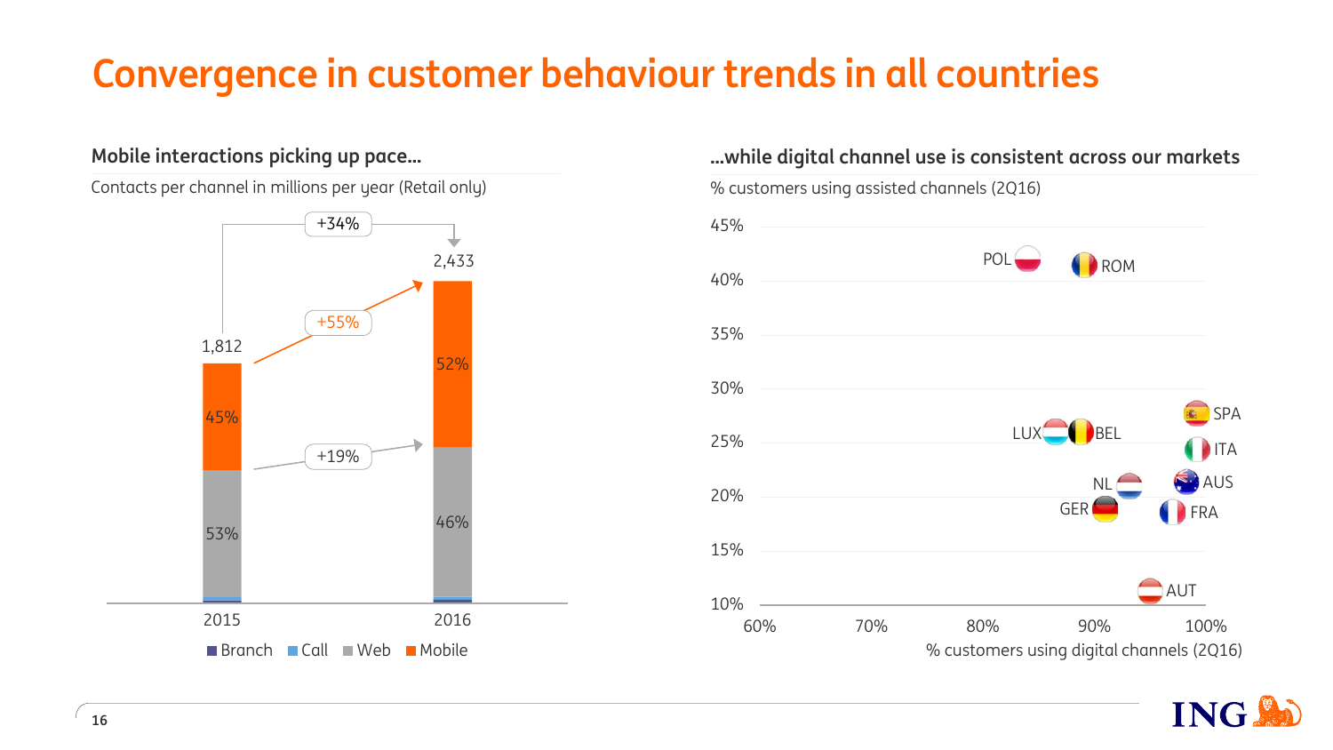# Convergence in customer behaviour trends in all countries

## Mobile interactions picking up pace…

Contacts per channel in millions per year (Retail only)

| | 2015 | 2016 |
|---|---|---|
| Total | 1,812 | 2,433 |
| Mobile | 45% | 52% |
| Web | 53% | 46% |

- Total: +34%
- Mobile: +55%
- Web: +19%

Legend: Branch, Call, Web, Mobile

## …while digital channel use is consistent across our markets

% customers using assisted channels (2Q16)

% customers using digital channels (2Q16)

Countries shown: POL, ROM, SPA, LUX, BEL, ITA, NL, AUS, GER, FRA, AUT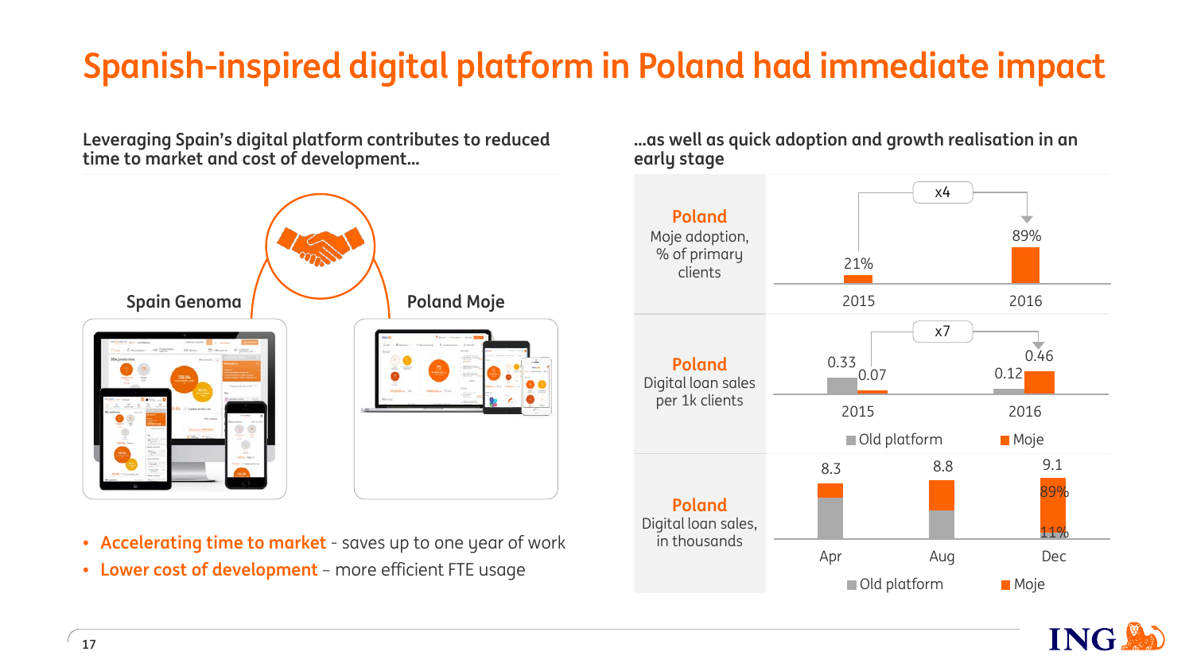# Spanish-inspired digital platform in Poland had immediate impact

## Leveraging Spain's digital platform contributes to reduced time to market and cost of development...

Spain Genoma

Poland Moje

- **Accelerating time to market** - saves up to one year of work
- **Lower cost of development** – more efficient FTE usage

## ...as well as quick adoption and growth realisation in an early stage

**Poland** Moje adoption, % of primary clients

| | 2015 | 2016 |
|---|---|---|
| Moje adoption | 21% | 89% |

x4

**Poland** Digital loan sales per 1k clients

| | 2015 | 2016 |
|---|---|---|
| Old platform | 0.33 | 0.12 |
| Moje | 0.07 | 0.46 |

x7

**Poland** Digital loan sales, in thousands

| | Apr | Aug | Dec |
|---|---|---|---|
| Total | 8.3 | 8.8 | 9.1 |

Dec: Moje 89%, Old platform 11%

Old platform / Moje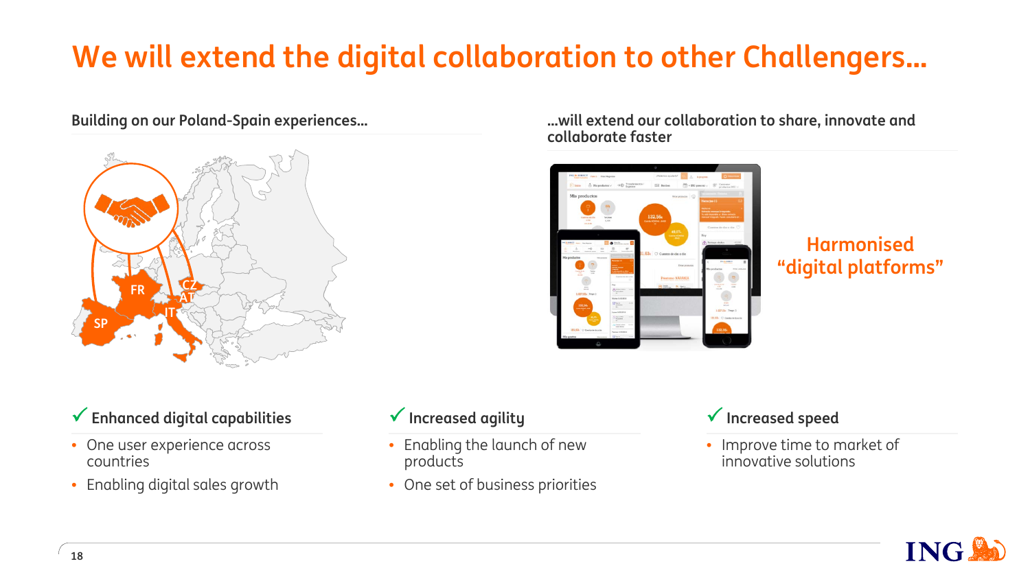# We will extend the digital collaboration to other Challengers…

**Building on our Poland-Spain experiences…**

SP FR IT CZ AT

**…will extend our collaboration to share, innovate and collaborate faster**

Harmonised "digital platforms"

### ✓ Enhanced digital capabilities

- One user experience across countries
- Enabling digital sales growth

### ✓ Increased agility

- Enabling the launch of new products
- One set of business priorities

### ✓ Increased speed

- Improve time to market of innovative solutions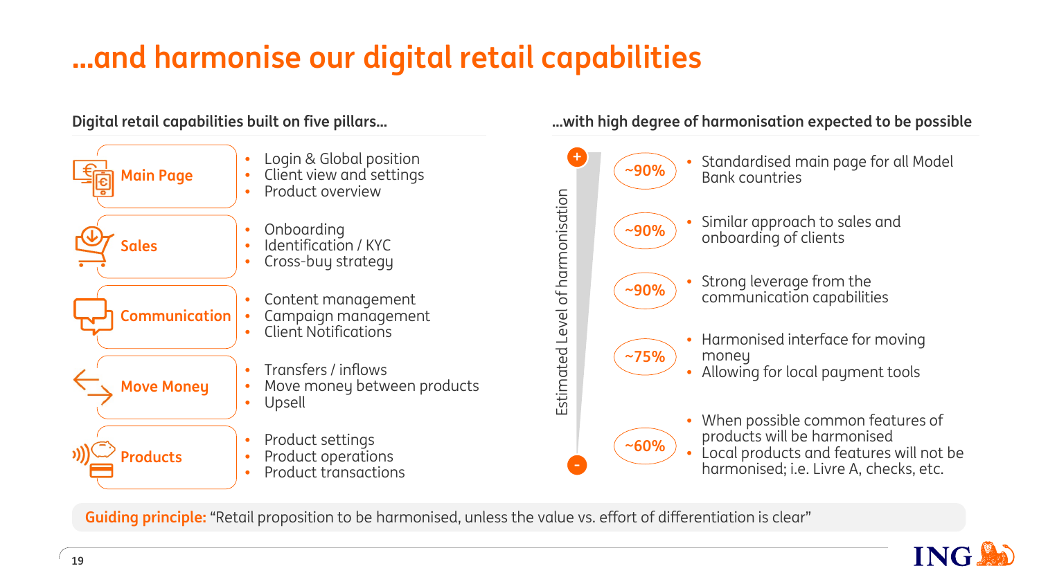# ...and harmonise our digital retail capabilities

**Digital retail capabilities built on five pillars...** / **...with high degree of harmonisation expected to be possible**

| Pillar | Capabilities | Estimated Level of harmonisation | Harmonisation |
|---|---|---|---|
| **Main Page** | • Login & Global position<br>• Client view and settings<br>• Product overview | ~90% | • Standardised main page for all Model Bank countries |
| **Sales** | • Onboarding<br>• Identification / KYC<br>• Cross-buy strategy | ~90% | • Similar approach to sales and onboarding of clients |
| **Communication** | • Content management<br>• Campaign management<br>• Client Notifications | ~90% | • Strong leverage from the communication capabilities |
| **Move Money** | • Transfers / inflows<br>• Move money between products<br>• Upsell | ~75% | • Harmonised interface for moving money<br>• Allowing for local payment tools |
| **Products** | • Product settings<br>• Product operations<br>• Product transactions | ~60% | • When possible common features of products will be harmonised<br>• Local products and features will not be harmonised; i.e. Livre A, checks, etc. |

**Guiding principle:** "Retail proposition to be harmonised, unless the value vs. effort of differentiation is clear"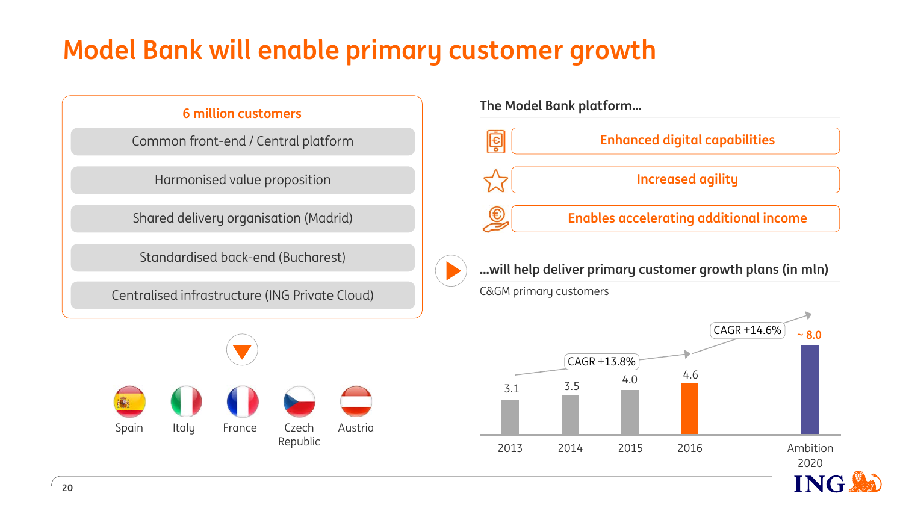# Model Bank will enable primary customer growth

**6 million customers**

- Common front-end / Central platform
- Harmonised value proposition
- Shared delivery organisation (Madrid)
- Standardised back-end (Bucharest)
- Centralised infrastructure (ING Private Cloud)

Spain | Italy | France | Czech Republic | Austria

**The Model Bank platform…**

- Enhanced digital capabilities
- Increased agility
- Enables accelerating additional income

**…will help deliver primary customer growth plans (in mln)**

C&GM primary customers

| 2013 | 2014 | 2015 | 2016 | Ambition 2020 |
|---|---|---|---|---|
| 3.1 | 3.5 | 4.0 | 4.6 | ~ 8.0 |

CAGR +13.8% (2013–2016)

CAGR +14.6% (2016–Ambition 2020)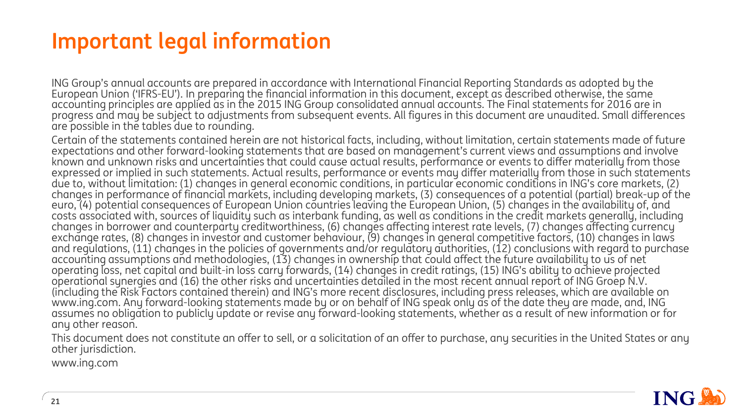# Important legal information

ING Group's annual accounts are prepared in accordance with International Financial Reporting Standards as adopted by the European Union ('IFRS-EU'). In preparing the financial information in this document, except as described otherwise, the same accounting principles are applied as in the 2015 ING Group consolidated annual accounts. The Final statements for 2016 are in progress and may be subject to adjustments from subsequent events. All figures in this document are unaudited. Small differences are possible in the tables due to rounding.

Certain of the statements contained herein are not historical facts, including, without limitation, certain statements made of future expectations and other forward-looking statements that are based on management's current views and assumptions and involve known and unknown risks and uncertainties that could cause actual results, performance or events to differ materially from those expressed or implied in such statements. Actual results, performance or events may differ materially from those in such statements due to, without limitation: (1) changes in general economic conditions, in particular economic conditions in ING's core markets, (2) changes in performance of financial markets, including developing markets, (3) consequences of a potential (partial) break-up of the euro, (4) potential consequences of European Union countries leaving the European Union, (5) changes in the availability of, and costs associated with, sources of liquidity such as interbank funding, as well as conditions in the credit markets generally, including changes in borrower and counterparty creditworthiness, (6) changes affecting interest rate levels, (7) changes affecting currency exchange rates, (8) changes in investor and customer behaviour, (9) changes in general competitive factors, (10) changes in laws and regulations, (11) changes in the policies of governments and/or regulatory authorities, (12) conclusions with regard to purchase accounting assumptions and methodologies, (13) changes in ownership that could affect the future availability to us of net operating loss, net capital and built-in loss carry forwards, (14) changes in credit ratings, (15) ING's ability to achieve projected operational synergies and (16) the other risks and uncertainties detailed in the most recent annual report of ING Groep N.V. (including the Risk Factors contained therein) and ING's more recent disclosures, including press releases, which are available on www.ing.com. Any forward-looking statements made by or on behalf of ING speak only as of the date they are made, and, ING assumes no obligation to publicly update or revise any forward-looking statements, whether as a result of new information or for any other reason.

This document does not constitute an offer to sell, or a solicitation of an offer to purchase, any securities in the United States or any other jurisdiction.

www.ing.com